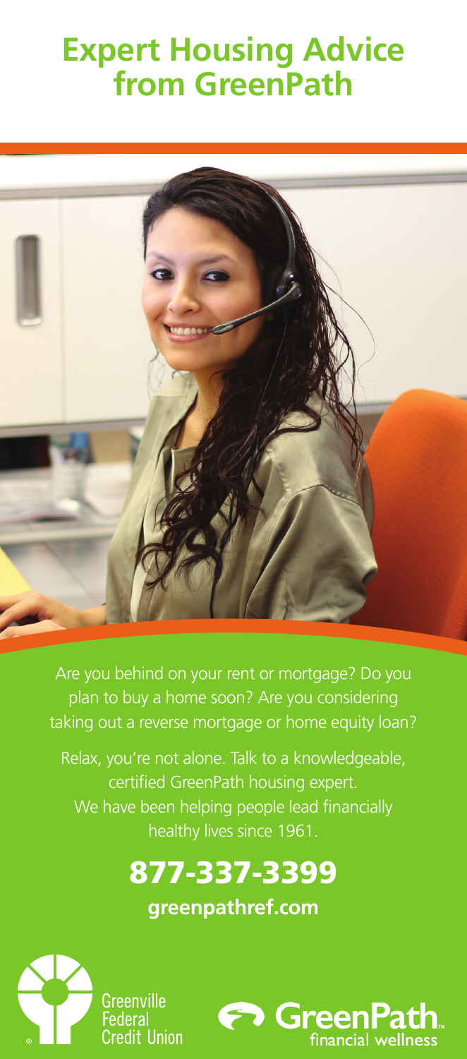# Expert Housing Advice from GreenPath

Are you behind on your rent or mortgage? Do you plan to buy a home soon? Are you considering taking out a reverse mortgage or home equity loan?

Relax, you're not alone. Talk to a knowledgeable, certified GreenPath housing expert. We have been helping people lead financially healthy lives since 1961.

## 877-337-3399

**greenpathref.com**

Greenville Federal Credit Union

GreenPath financial wellness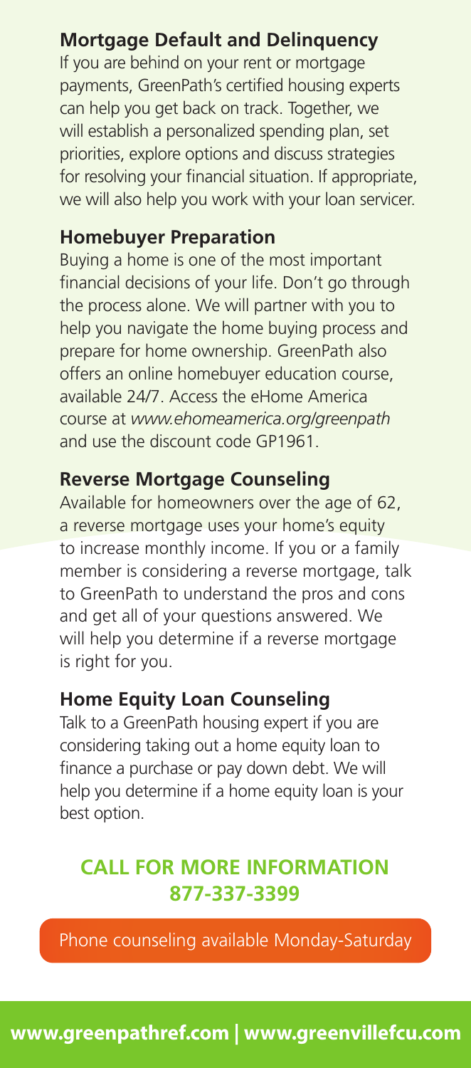## Mortgage Default and Delinquency

If you are behind on your rent or mortgage payments, GreenPath's certified housing experts can help you get back on track. Together, we will establish a personalized spending plan, set priorities, explore options and discuss strategies for resolving your financial situation. If appropriate, we will also help you work with your loan servicer.

## Homebuyer Preparation

Buying a home is one of the most important financial decisions of your life. Don't go through the process alone. We will partner with you to help you navigate the home buying process and prepare for home ownership. GreenPath also offers an online homebuyer education course, available 24/7. Access the eHome America course at *www.ehomeamerica.org/greenpath* and use the discount code GP1961.

## Reverse Mortgage Counseling

Available for homeowners over the age of 62, a reverse mortgage uses your home's equity to increase monthly income. If you or a family member is considering a reverse mortgage, talk to GreenPath to understand the pros and cons and get all of your questions answered. We will help you determine if a reverse mortgage is right for you.

## Home Equity Loan Counseling

Talk to a GreenPath housing expert if you are considering taking out a home equity loan to finance a purchase or pay down debt. We will help you determine if a home equity loan is your best option.

## CALL FOR MORE INFORMATION 877-337-3399

Phone counseling available Monday-Saturday

**www.greenpathref.com | www.greenvillefcu.com**